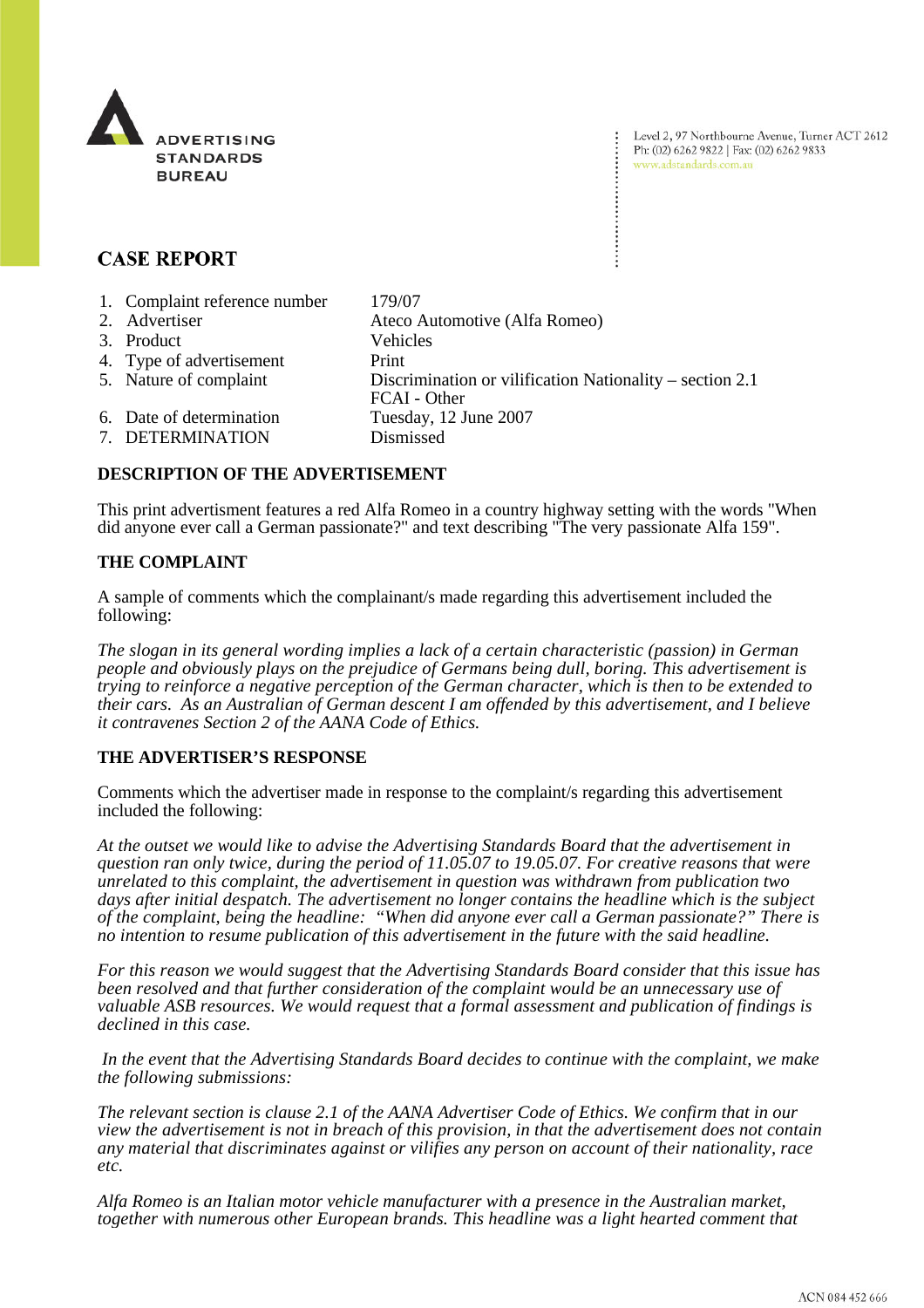ADVERTISING STANDARDS BUREAU

Level 2, 97 Northbourne Avenue, Turner ACT 2612
Ph: (02) 6262 9822 | Fax: (02) 6262 9833
www.adstandards.com.au

# CASE REPORT

| | |
|---|---|
| 1. Complaint reference number | 179/07 |
| 2. Advertiser | Ateco Automotive (Alfa Romeo) |
| 3. Product | Vehicles |
| 4. Type of advertisement | Print |
| 5. Nature of complaint | Discrimination or vilification Nationality – section 2.1<br>FCAI - Other |
| 6. Date of determination | Tuesday, 12 June 2007 |
| 7. DETERMINATION | Dismissed |

## DESCRIPTION OF THE ADVERTISEMENT

This print advertisment features a red Alfa Romeo in a country highway setting with the words "When did anyone ever call a German passionate?" and text describing "The very passionate Alfa 159".

## THE COMPLAINT

A sample of comments which the complainant/s made regarding this advertisement included the following:

*The slogan in its general wording implies a lack of a certain characteristic (passion) in German people and obviously plays on the prejudice of Germans being dull, boring. This advertisement is trying to reinforce a negative perception of the German character, which is then to be extended to their cars. As an Australian of German descent I am offended by this advertisement, and I believe it contravenes Section 2 of the AANA Code of Ethics.*

## THE ADVERTISER'S RESPONSE

Comments which the advertiser made in response to the complaint/s regarding this advertisement included the following:

*At the outset we would like to advise the Advertising Standards Board that the advertisement in question ran only twice, during the period of 11.05.07 to 19.05.07. For creative reasons that were unrelated to this complaint, the advertisement in question was withdrawn from publication two days after initial despatch. The advertisement no longer contains the headline which is the subject of the complaint, being the headline: "When did anyone ever call a German passionate?" There is no intention to resume publication of this advertisement in the future with the said headline.*

*For this reason we would suggest that the Advertising Standards Board consider that this issue has been resolved and that further consideration of the complaint would be an unnecessary use of valuable ASB resources. We would request that a formal assessment and publication of findings is declined in this case.*

*In the event that the Advertising Standards Board decides to continue with the complaint, we make the following submissions:*

*The relevant section is clause 2.1 of the AANA Advertiser Code of Ethics. We confirm that in our view the advertisement is not in breach of this provision, in that the advertisement does not contain any material that discriminates against or vilifies any person on account of their nationality, race etc.*

*Alfa Romeo is an Italian motor vehicle manufacturer with a presence in the Australian market, together with numerous other European brands. This headline was a light hearted comment that*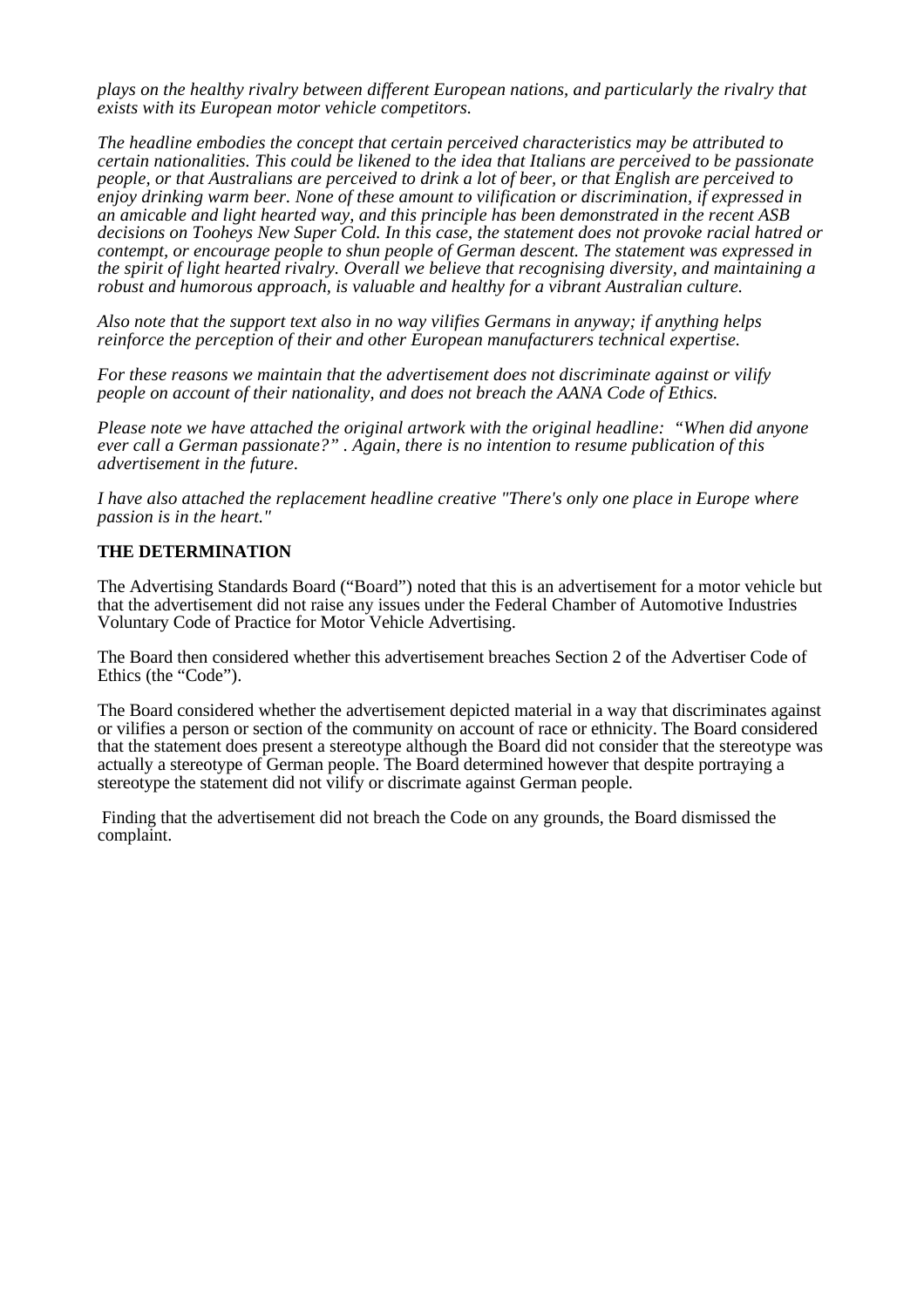*plays on the healthy rivalry between different European nations, and particularly the rivalry that exists with its European motor vehicle competitors.*

*The headline embodies the concept that certain perceived characteristics may be attributed to certain nationalities. This could be likened to the idea that Italians are perceived to be passionate people, or that Australians are perceived to drink a lot of beer, or that English are perceived to enjoy drinking warm beer. None of these amount to vilification or discrimination, if expressed in an amicable and light hearted way, and this principle has been demonstrated in the recent ASB decisions on Tooheys New Super Cold. In this case, the statement does not provoke racial hatred or contempt, or encourage people to shun people of German descent. The statement was expressed in the spirit of light hearted rivalry. Overall we believe that recognising diversity, and maintaining a robust and humorous approach, is valuable and healthy for a vibrant Australian culture.*

*Also note that the support text also in no way vilifies Germans in anyway; if anything helps reinforce the perception of their and other European manufacturers technical expertise.*

*For these reasons we maintain that the advertisement does not discriminate against or vilify people on account of their nationality, and does not breach the AANA Code of Ethics.*

*Please note we have attached the original artwork with the original headline: "When did anyone ever call a German passionate?" . Again, there is no intention to resume publication of this advertisement in the future.*

*I have also attached the replacement headline creative "There's only one place in Europe where passion is in the heart."*

**THE DETERMINATION**

The Advertising Standards Board ("Board") noted that this is an advertisement for a motor vehicle but that the advertisement did not raise any issues under the Federal Chamber of Automotive Industries Voluntary Code of Practice for Motor Vehicle Advertising.

The Board then considered whether this advertisement breaches Section 2 of the Advertiser Code of Ethics (the "Code").

The Board considered whether the advertisement depicted material in a way that discriminates against or vilifies a person or section of the community on account of race or ethnicity. The Board considered that the statement does present a stereotype although the Board did not consider that the stereotype was actually a stereotype of German people. The Board determined however that despite portraying a stereotype the statement did not vilify or discrimate against German people.

Finding that the advertisement did not breach the Code on any grounds, the Board dismissed the complaint.